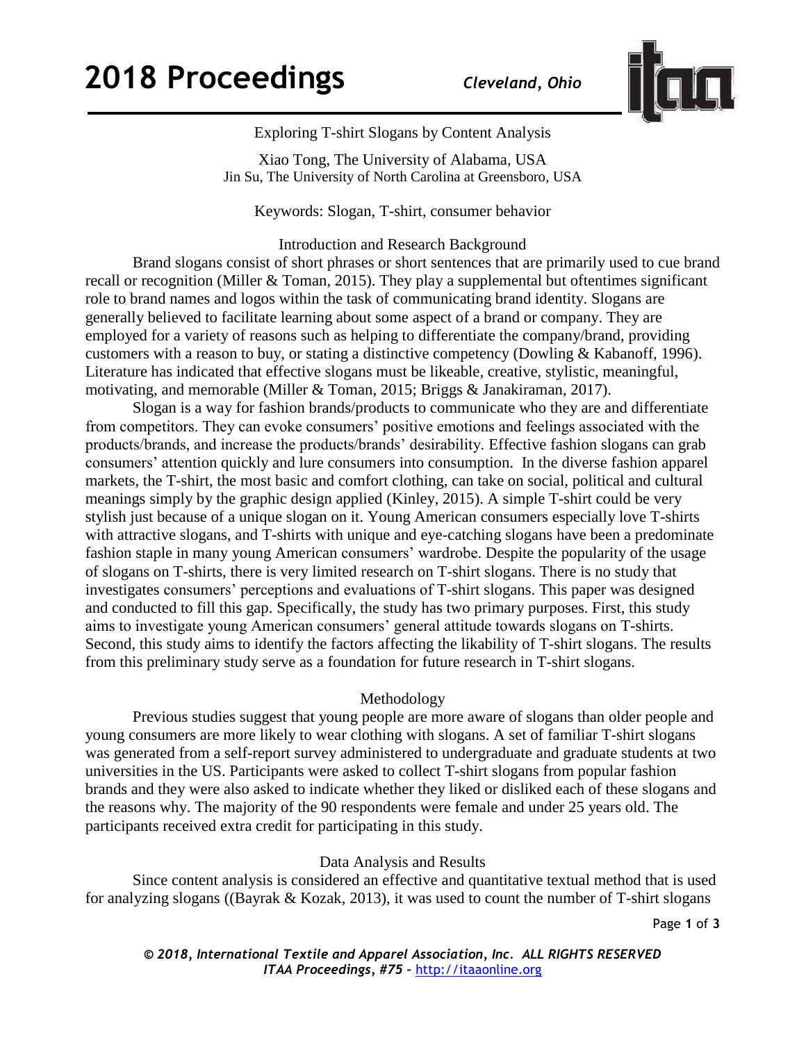# Exploring T-shirt Slogans by Content Analysis

Xiao Tong, The University of Alabama, USA
Jin Su, The University of North Carolina at Greensboro, USA

Keywords: Slogan, T-shirt, consumer behavior

## Introduction and Research Background

Brand slogans consist of short phrases or short sentences that are primarily used to cue brand recall or recognition (Miller & Toman, 2015). They play a supplemental but oftentimes significant role to brand names and logos within the task of communicating brand identity. Slogans are generally believed to facilitate learning about some aspect of a brand or company. They are employed for a variety of reasons such as helping to differentiate the company/brand, providing customers with a reason to buy, or stating a distinctive competency (Dowling & Kabanoff, 1996). Literature has indicated that effective slogans must be likeable, creative, stylistic, meaningful, motivating, and memorable (Miller & Toman, 2015; Briggs & Janakiraman, 2017).

Slogan is a way for fashion brands/products to communicate who they are and differentiate from competitors. They can evoke consumers' positive emotions and feelings associated with the products/brands, and increase the products/brands' desirability. Effective fashion slogans can grab consumers' attention quickly and lure consumers into consumption. In the diverse fashion apparel markets, the T-shirt, the most basic and comfort clothing, can take on social, political and cultural meanings simply by the graphic design applied (Kinley, 2015). A simple T-shirt could be very stylish just because of a unique slogan on it. Young American consumers especially love T-shirts with attractive slogans, and T-shirts with unique and eye-catching slogans have been a predominate fashion staple in many young American consumers' wardrobe. Despite the popularity of the usage of slogans on T-shirts, there is very limited research on T-shirt slogans. There is no study that investigates consumers' perceptions and evaluations of T-shirt slogans. This paper was designed and conducted to fill this gap. Specifically, the study has two primary purposes. First, this study aims to investigate young American consumers' general attitude towards slogans on T-shirts. Second, this study aims to identify the factors affecting the likability of T-shirt slogans. The results from this preliminary study serve as a foundation for future research in T-shirt slogans.

## Methodology

Previous studies suggest that young people are more aware of slogans than older people and young consumers are more likely to wear clothing with slogans. A set of familiar T-shirt slogans was generated from a self-report survey administered to undergraduate and graduate students at two universities in the US. Participants were asked to collect T-shirt slogans from popular fashion brands and they were also asked to indicate whether they liked or disliked each of these slogans and the reasons why. The majority of the 90 respondents were female and under 25 years old. The participants received extra credit for participating in this study.

## Data Analysis and Results

Since content analysis is considered an effective and quantitative textual method that is used for analyzing slogans ((Bayrak & Kozak, 2013), it was used to count the number of T-shirt slogans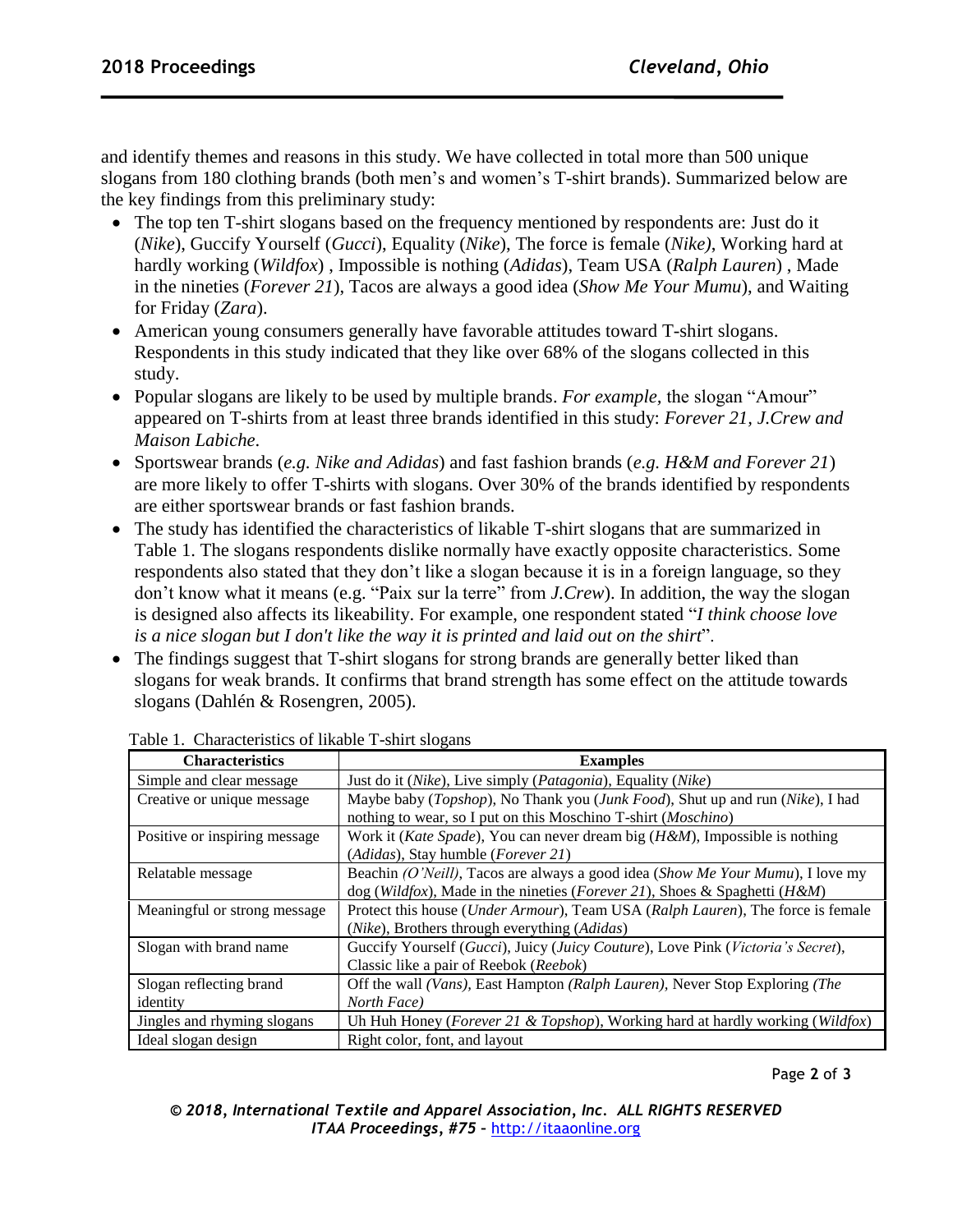and identify themes and reasons in this study. We have collected in total more than 500 unique slogans from 180 clothing brands (both men's and women's T-shirt brands). Summarized below are the key findings from this preliminary study:

- The top ten T-shirt slogans based on the frequency mentioned by respondents are: Just do it (*Nike*), Guccify Yourself (*Gucci*), Equality (*Nike*), The force is female (*Nike)*, Working hard at hardly working (*Wildfox*) , Impossible is nothing (*Adidas*), Team USA (*Ralph Lauren*) , Made in the nineties (*Forever 21*), Tacos are always a good idea (*Show Me Your Mumu*), and Waiting for Friday (*Zara*).
- American young consumers generally have favorable attitudes toward T-shirt slogans. Respondents in this study indicated that they like over 68% of the slogans collected in this study.
- Popular slogans are likely to be used by multiple brands. *For example*, the slogan "Amour" appeared on T-shirts from at least three brands identified in this study: *Forever 21*, *J.Crew and Maison Labiche*.
- Sportswear brands (*e.g. Nike and Adidas*) and fast fashion brands (*e.g. H&M and Forever 21*) are more likely to offer T-shirts with slogans. Over 30% of the brands identified by respondents are either sportswear brands or fast fashion brands.
- The study has identified the characteristics of likable T-shirt slogans that are summarized in Table 1. The slogans respondents dislike normally have exactly opposite characteristics. Some respondents also stated that they don't like a slogan because it is in a foreign language, so they don't know what it means (e.g. "Paix sur la terre" from *J.Crew*). In addition, the way the slogan is designed also affects its likeability. For example, one respondent stated "*I think choose love is a nice slogan but I don't like the way it is printed and laid out on the shirt*".
- The findings suggest that T-shirt slogans for strong brands are generally better liked than slogans for weak brands. It confirms that brand strength has some effect on the attitude towards slogans (Dahlén & Rosengren, 2005).

Table 1. Characteristics of likable T-shirt slogans

| Characteristics | Examples |
|---|---|
| Simple and clear message | Just do it (*Nike*), Live simply (*Patagonia*), Equality (*Nike*) |
| Creative or unique message | Maybe baby (*Topshop*), No Thank you (*Junk Food*), Shut up and run (*Nike*), I had nothing to wear, so I put on this Moschino T-shirt (*Moschino*) |
| Positive or inspiring message | Work it (*Kate Spade*), You can never dream big (*H&M*), Impossible is nothing (*Adidas*), Stay humble (*Forever 21*) |
| Relatable message | Beachin *(O'Neill)*, Tacos are always a good idea (*Show Me Your Mumu*), I love my dog (*Wildfox*), Made in the nineties (*Forever 21*), Shoes & Spaghetti (*H&M*) |
| Meaningful or strong message | Protect this house (*Under Armour*), Team USA (*Ralph Lauren*), The force is female (*Nike*), Brothers through everything (*Adidas*) |
| Slogan with brand name | Guccify Yourself (*Gucci*), Juicy (*Juicy Couture*), Love Pink (*Victoria's Secret*), Classic like a pair of Reebok (*Reebok*) |
| Slogan reflecting brand identity | Off the wall *(Vans)*, East Hampton *(Ralph Lauren)*, Never Stop Exploring *(The North Face)* |
| Jingles and rhyming slogans | Uh Huh Honey (*Forever 21 & Topshop*), Working hard at hardly working (*Wildfox*) |
| Ideal slogan design | Right color, font, and layout |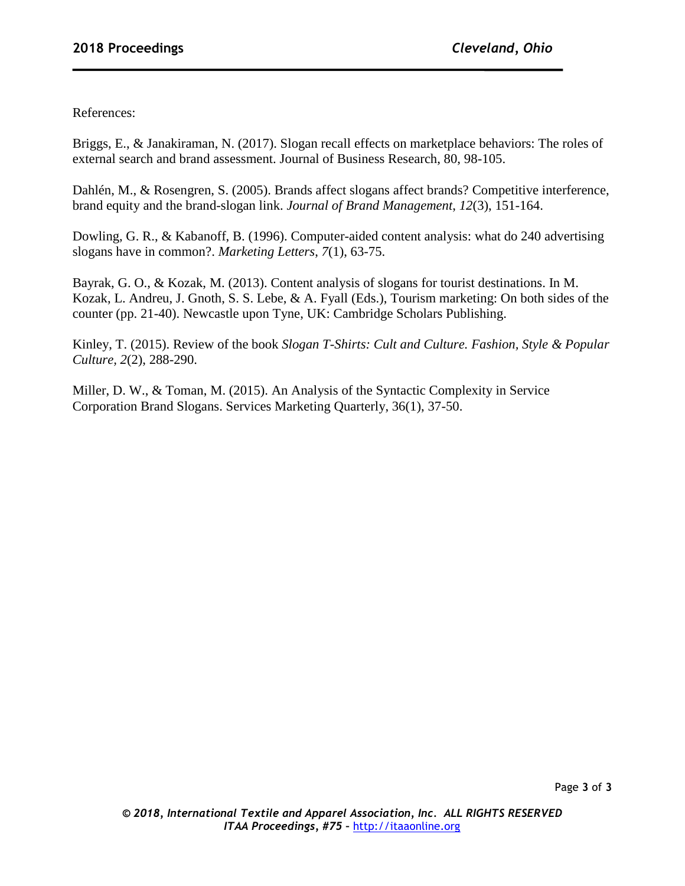References:

Briggs, E., & Janakiraman, N. (2017). Slogan recall effects on marketplace behaviors: The roles of external search and brand assessment. Journal of Business Research, 80, 98-105.

Dahlén, M., & Rosengren, S. (2005). Brands affect slogans affect brands? Competitive interference, brand equity and the brand-slogan link. *Journal of Brand Management*, *12*(3), 151-164.

Dowling, G. R., & Kabanoff, B. (1996). Computer-aided content analysis: what do 240 advertising slogans have in common?. *Marketing Letters*, *7*(1), 63-75.

Bayrak, G. O., & Kozak, M. (2013). Content analysis of slogans for tourist destinations. In M. Kozak, L. Andreu, J. Gnoth, S. S. Lebe, & A. Fyall (Eds.), Tourism marketing: On both sides of the counter (pp. 21-40). Newcastle upon Tyne, UK: Cambridge Scholars Publishing.

Kinley, T. (2015). Review of the book *Slogan T-Shirts: Cult and Culture. Fashion, Style & Popular Culture, 2*(2), 288-290.

Miller, D. W., & Toman, M. (2015). An Analysis of the Syntactic Complexity in Service Corporation Brand Slogans. Services Marketing Quarterly, 36(1), 37-50.